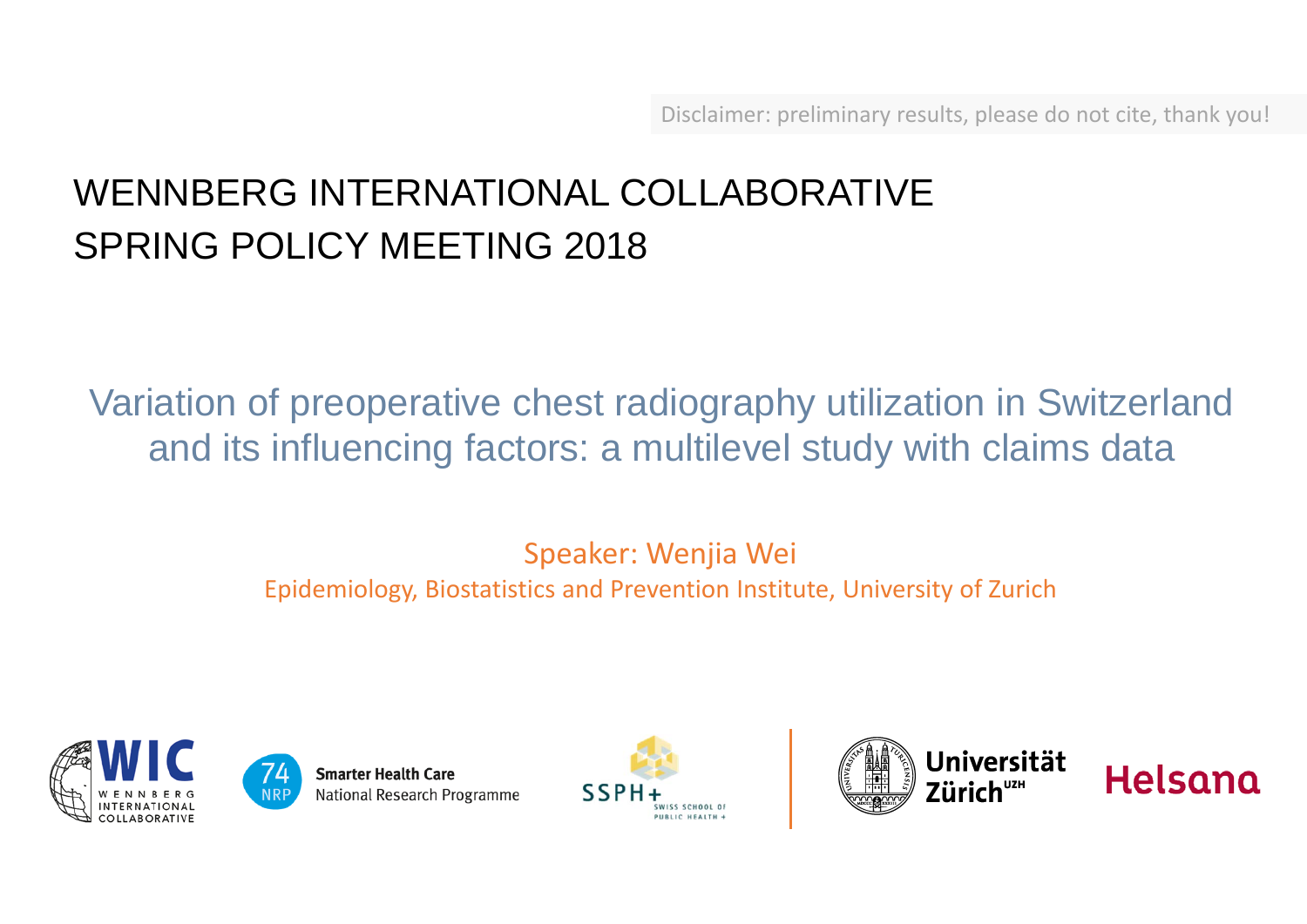Disclaimer: preliminary results, please do not cite, thank you!

# WENNBERG INTERNATIONAL COLLABORATIVE SPRING POLICY MEETING 2018

## Variation of preoperative chest radiography utilization in Switzerland and its influencing factors: a multilevel study with claims data

Speaker: Wenjia Wei

Epidemiology, Biostatistics and Prevention Institute, University of Zurich

WIC WENNBERG INTERNATIONAL COLLABORATIVE

74 NRP Smarter Health Care National Research Programme

SSPH+ SWISS SCHOOL OF PUBLIC HEALTH +

Universität Zürich[UZH]

Helsana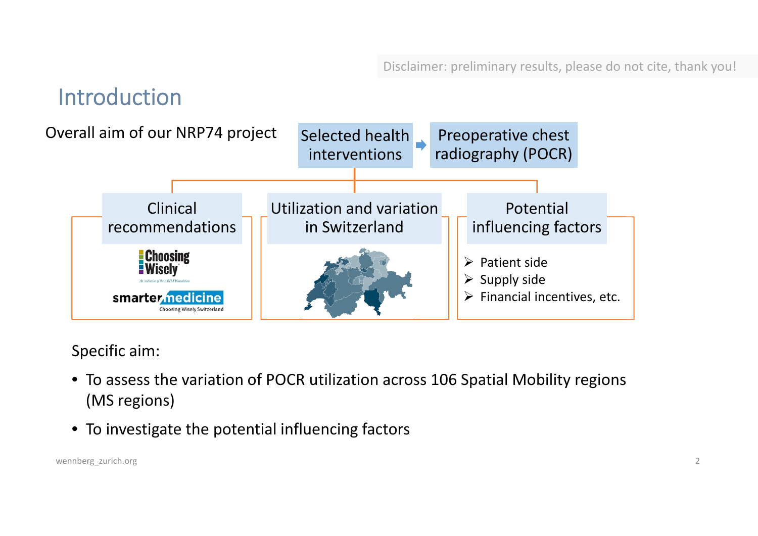Disclaimer: preliminary results, please do not cite, thank you!

# Introduction

Overall aim of our NRP74 project

Selected health interventions → Preoperative chest radiography (POCR)

**Clinical recommendations**

Choosing Wisely – An initiative of the ABIM Foundation

smarter medicine – Choosing Wisely Switzerland

**Utilization and variation in Switzerland**

**Potential influencing factors**

- Patient side
- Supply side
- Financial incentives, etc.

Specific aim:

- To assess the variation of POCR utilization across 106 Spatial Mobility regions (MS regions)
- To investigate the potential influencing factors

wennberg_zurich.org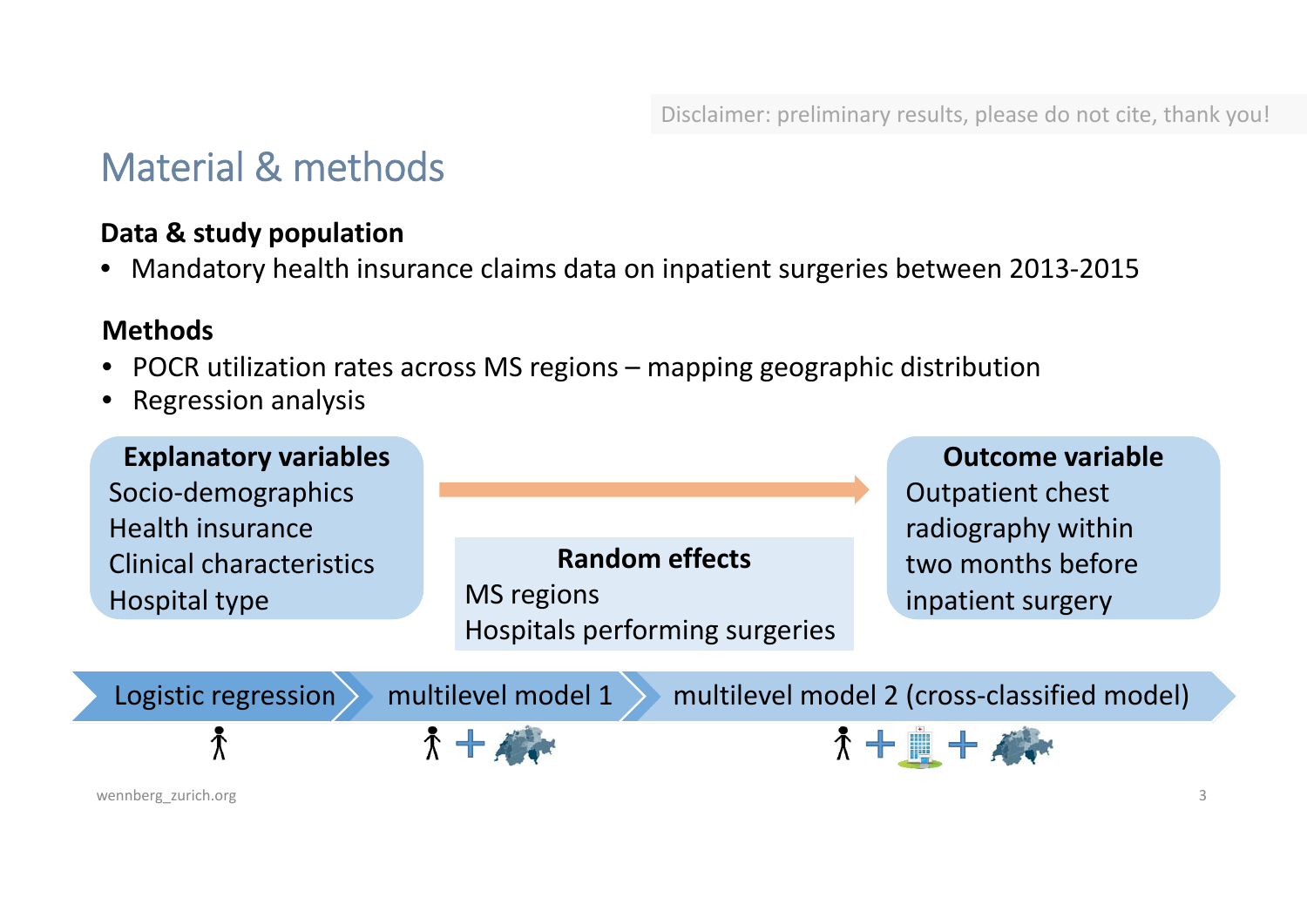Disclaimer: preliminary results, please do not cite, thank you!

# Material & methods

### Data & study population

- Mandatory health insurance claims data on inpatient surgeries between 2013-2015

### Methods

- POCR utilization rates across MS regions – mapping geographic distribution
- Regression analysis

**Explanatory variables**
Socio-demographics
Health insurance
Clinical characteristics
Hospital type

→

**Outcome variable**
Outpatient chest radiography within two months before inpatient surgery

**Random effects**
MS regions
Hospitals performing surgeries

Logistic regression → multilevel model 1 → multilevel model 2 (cross-classified model)

wennberg_zurich.org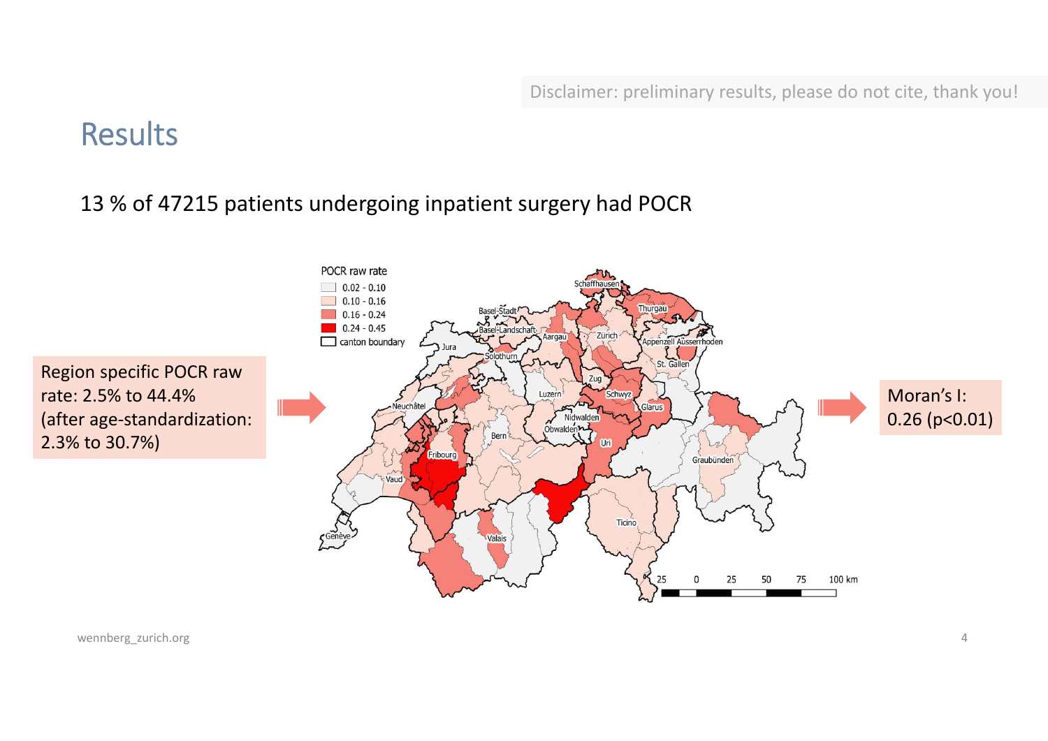Disclaimer: preliminary results, please do not cite, thank you!

# Results

13 % of 47215 patients undergoing inpatient surgery had POCR

Region specific POCR raw rate: 2.5% to 44.4% (after age-standardization: 2.3% to 30.7%)

POCR raw rate

- 0.02 - 0.10
- 0.10 - 0.16
- 0.16 - 0.24
- 0.24 - 0.45
- canton boundary

Schaffhausen, Basel-Stadt, Basel-Landschaft, Thurgau, Aargau, Zürich, Appenzell Ausserrhoden, Jura, Solothurn, St. Gallen, Zug, Luzern, Schwyz, Neuchâtel, Glarus, Nidwalden, Obwalden, Bern, Uri, Fribourg, Graubünden, Vaud, Ticino, Genève, Valais

25 0 25 50 75 100 km

Moran's I: 0.26 (p<0.01)

wennberg_zurich.org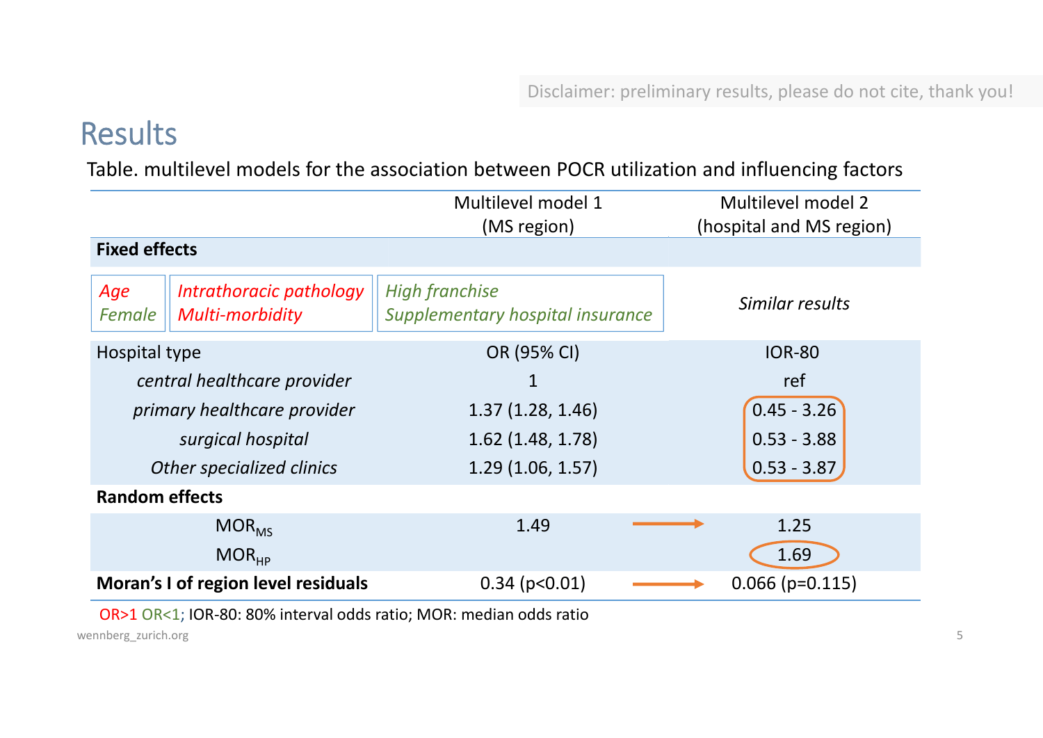Disclaimer: preliminary results, please do not cite, thank you!

# Results

Table. multilevel models for the association between POCR utilization and influencing factors

| | Multilevel model 1 (MS region) | Multilevel model 2 (hospital and MS region) |
|---|---|---|
| **Fixed effects** | | |
| Age, Female, Intrathoracic pathology, Multi-morbidity | High franchise, Supplementary hospital insurance | *Similar results* |
| Hospital type | OR (95% CI) | IOR-80 |
| *central healthcare provider* | 1 | ref |
| *primary healthcare provider* | 1.37 (1.28, 1.46) | 0.45 - 3.26 |
| *surgical hospital* | 1.62 (1.48, 1.78) | 0.53 - 3.88 |
| *Other specialized clinics* | 1.29 (1.06, 1.57) | 0.53 - 3.87 |
| **Random effects** | | |
| $MOR_{MS}$ | 1.49 → | 1.25 |
| $MOR_{HP}$ | | 1.69 |
| **Moran's I of region level residuals** | 0.34 (p<0.01) → | 0.066 (p=0.115) |

OR>1 OR<1; IOR-80: 80% interval odds ratio; MOR: median odds ratio

(Age, Intrathoracic pathology, Multi-morbidity: OR>1; Female, High franchise, Supplementary hospital insurance: OR<1)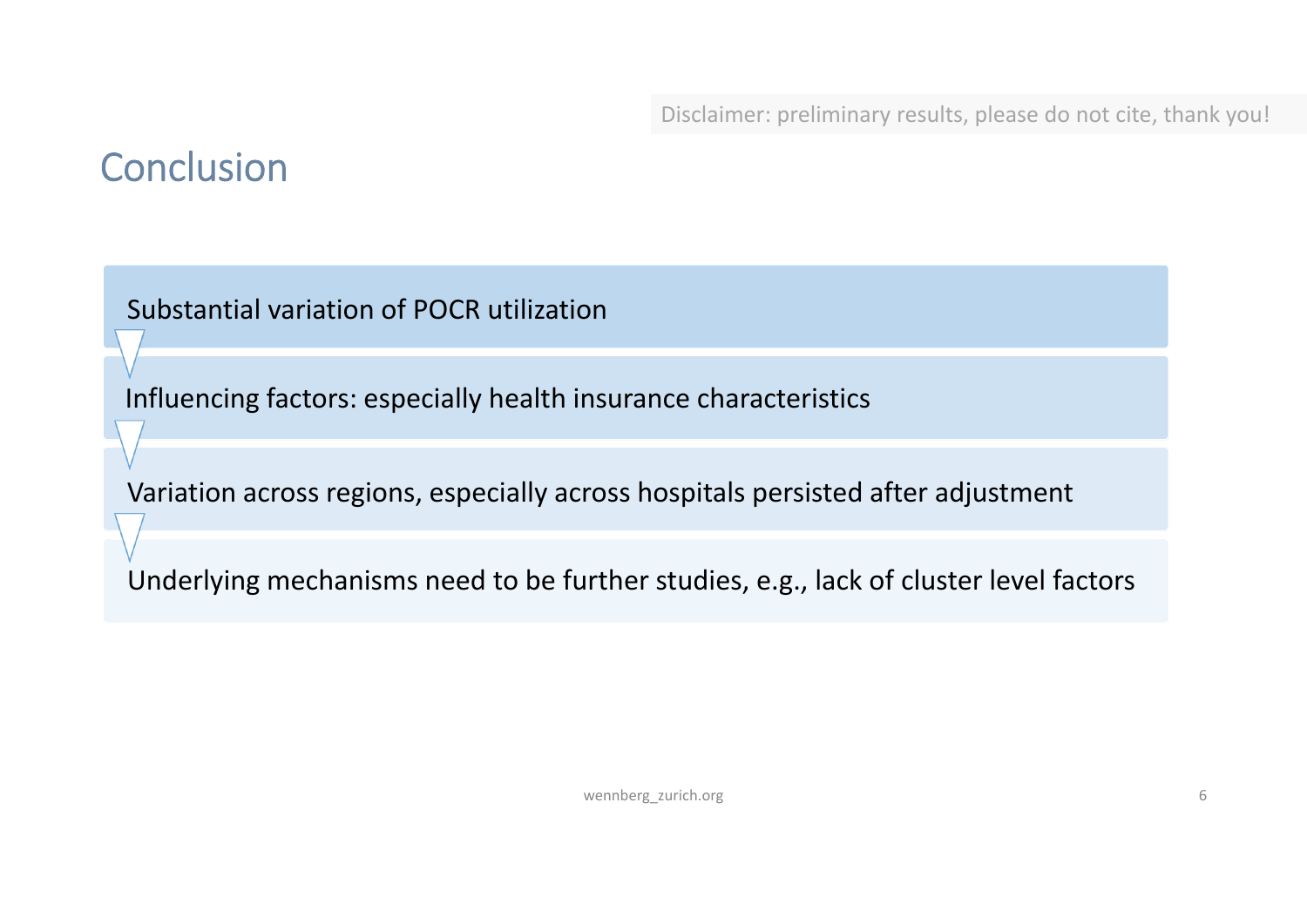Disclaimer: preliminary results, please do not cite, thank you!

# Conclusion

- Substantial variation of POCR utilization
- Influencing factors: especially health insurance characteristics
- Variation across regions, especially across hospitals persisted after adjustment
- Underlying mechanisms need to be further studies, e.g., lack of cluster level factors

wennberg_zurich.org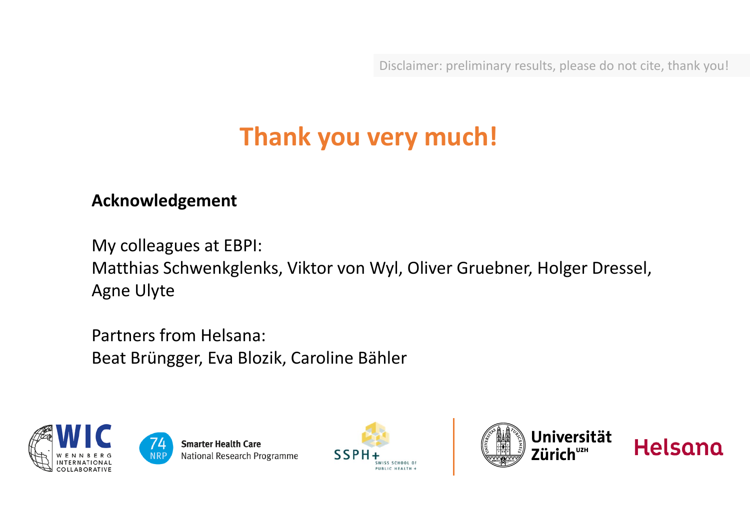Disclaimer: preliminary results, please do not cite, thank you!

# Thank you very much!

**Acknowledgement**

My colleagues at EBPI:
Matthias Schwenkglenks, Viktor von Wyl, Oliver Gruebner, Holger Dressel, Agne Ulyte

Partners from Helsana:
Beat Brüngger, Eva Blozik, Caroline Bähler

WIC WENNBERG INTERNATIONAL COLLABORATIVE

74 NRP Smarter Health Care National Research Programme

SSPH+ SWISS SCHOOL OF PUBLIC HEALTH +

Universität Zürich[UZH]

Helsana